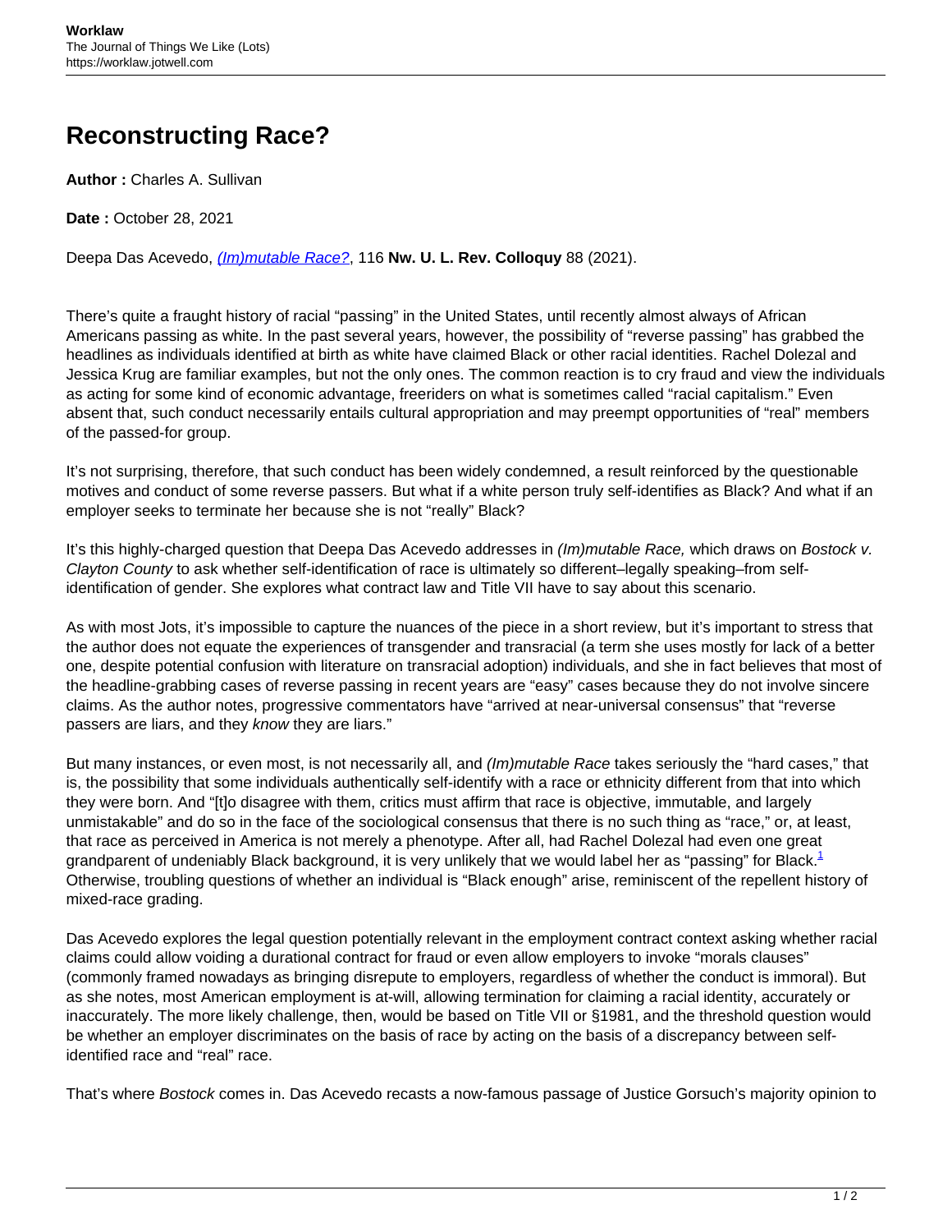# Reconstructing Race?

**Author :** Charles A. Sullivan

**Date :** October 28, 2021

Deepa Das Acevedo, [*(Im)mutable Race?*](), 116 **Nw. U. L. Rev. Colloquy** 88 (2021).

There's quite a fraught history of racial "passing" in the United States, until recently almost always of African Americans passing as white. In the past several years, however, the possibility of "reverse passing" has grabbed the headlines as individuals identified at birth as white have claimed Black or other racial identities. Rachel Dolezal and Jessica Krug are familiar examples, but not the only ones. The common reaction is to cry fraud and view the individuals as acting for some kind of economic advantage, freeriders on what is sometimes called "racial capitalism." Even absent that, such conduct necessarily entails cultural appropriation and may preempt opportunities of "real" members of the passed-for group.

It's not surprising, therefore, that such conduct has been widely condemned, a result reinforced by the questionable motives and conduct of some reverse passers. But what if a white person truly self-identifies as Black? And what if an employer seeks to terminate her because she is not "really" Black?

It's this highly-charged question that Deepa Das Acevedo addresses in *(Im)mutable Race,* which draws on *Bostock v. Clayton County* to ask whether self-identification of race is ultimately so different–legally speaking–from self-identification of gender. She explores what contract law and Title VII have to say about this scenario.

As with most Jots, it's impossible to capture the nuances of the piece in a short review, but it's important to stress that the author does not equate the experiences of transgender and transracial (a term she uses mostly for lack of a better one, despite potential confusion with literature on transracial adoption) individuals, and she in fact believes that most of the headline-grabbing cases of reverse passing in recent years are "easy" cases because they do not involve sincere claims. As the author notes, progressive commentators have "arrived at near-universal consensus" that "reverse passers are liars, and they *know* they are liars."

But many instances, or even most, is not necessarily all, and *(Im)mutable Race* takes seriously the "hard cases," that is, the possibility that some individuals authentically self-identify with a race or ethnicity different from that into which they were born. And "[t]o disagree with them, critics must affirm that race is objective, immutable, and largely unmistakable" and do so in the face of the sociological consensus that there is no such thing as "race," or, at least, that race as perceived in America is not merely a phenotype. After all, had Rachel Dolezal had even one great grandparent of undeniably Black background, it is very unlikely that we would label her as "passing" for Black.[1] Otherwise, troubling questions of whether an individual is "Black enough" arise, reminiscent of the repellent history of mixed-race grading.

Das Acevedo explores the legal question potentially relevant in the employment contract context asking whether racial claims could allow voiding a durational contract for fraud or even allow employers to invoke "morals clauses" (commonly framed nowadays as bringing disrepute to employers, regardless of whether the conduct is immoral). But as she notes, most American employment is at-will, allowing termination for claiming a racial identity, accurately or inaccurately. The more likely challenge, then, would be based on Title VII or §1981, and the threshold question would be whether an employer discriminates on the basis of race by acting on the basis of a discrepancy between self-identified race and "real" race.

That's where *Bostock* comes in. Das Acevedo recasts a now-famous passage of Justice Gorsuch's majority opinion to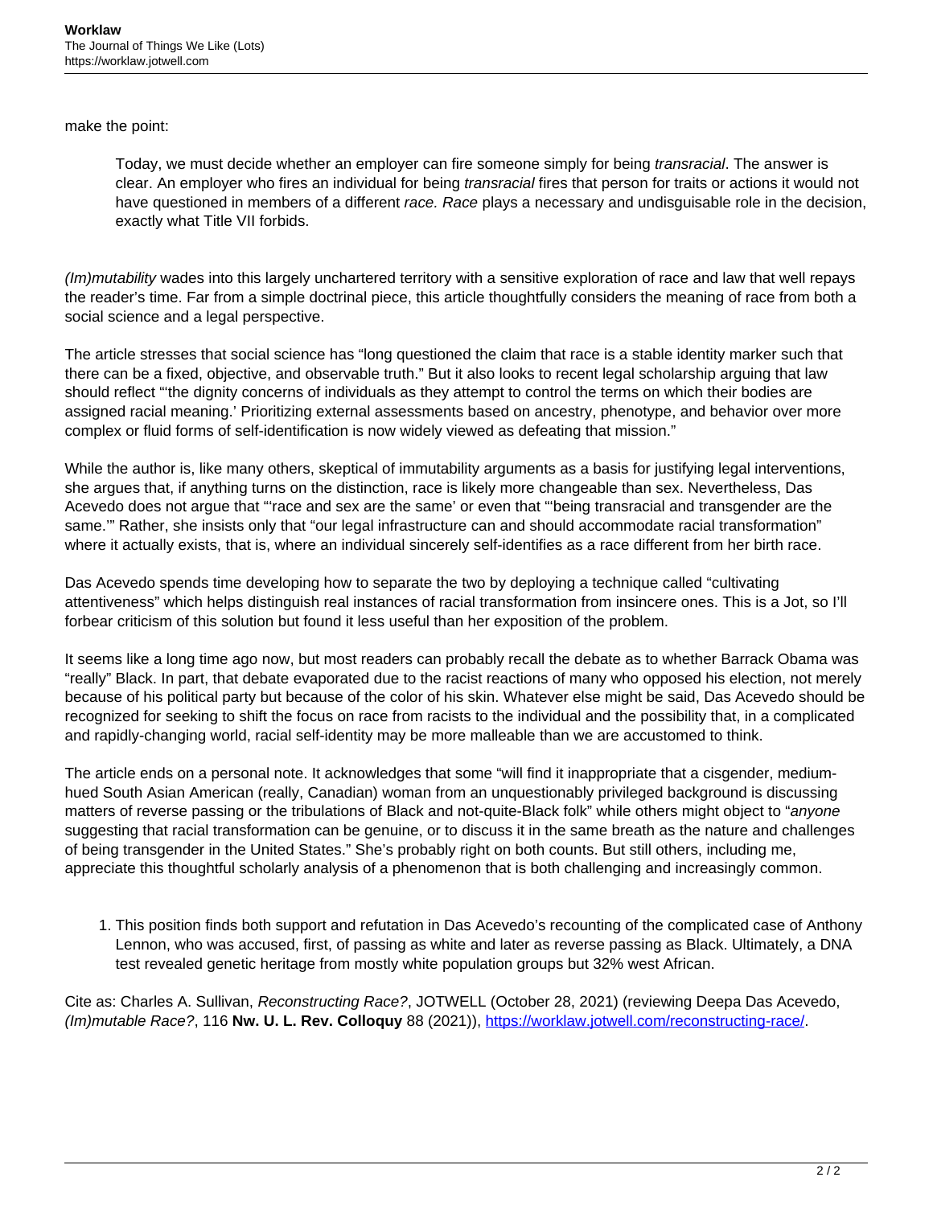make the point:

> Today, we must decide whether an employer can fire someone simply for being *transracial*. The answer is clear. An employer who fires an individual for being *transracial* fires that person for traits or actions it would not have questioned in members of a different *race. Race* plays a necessary and undisguisable role in the decision, exactly what Title VII forbids.

*(Im)mutability* wades into this largely unchartered territory with a sensitive exploration of race and law that well repays the reader's time. Far from a simple doctrinal piece, this article thoughtfully considers the meaning of race from both a social science and a legal perspective.

The article stresses that social science has "long questioned the claim that race is a stable identity marker such that there can be a fixed, objective, and observable truth." But it also looks to recent legal scholarship arguing that law should reflect "'the dignity concerns of individuals as they attempt to control the terms on which their bodies are assigned racial meaning.' Prioritizing external assessments based on ancestry, phenotype, and behavior over more complex or fluid forms of self-identification is now widely viewed as defeating that mission."

While the author is, like many others, skeptical of immutability arguments as a basis for justifying legal interventions, she argues that, if anything turns on the distinction, race is likely more changeable than sex. Nevertheless, Das Acevedo does not argue that "'race and sex are the same' or even that "'being transracial and transgender are the same.'" Rather, she insists only that "our legal infrastructure can and should accommodate racial transformation" where it actually exists, that is, where an individual sincerely self-identifies as a race different from her birth race.

Das Acevedo spends time developing how to separate the two by deploying a technique called "cultivating attentiveness" which helps distinguish real instances of racial transformation from insincere ones. This is a Jot, so I'll forbear criticism of this solution but found it less useful than her exposition of the problem.

It seems like a long time ago now, but most readers can probably recall the debate as to whether Barrack Obama was "really" Black. In part, that debate evaporated due to the racist reactions of many who opposed his election, not merely because of his political party but because of the color of his skin. Whatever else might be said, Das Acevedo should be recognized for seeking to shift the focus on race from racists to the individual and the possibility that, in a complicated and rapidly-changing world, racial self-identity may be more malleable than we are accustomed to think.

The article ends on a personal note. It acknowledges that some "will find it inappropriate that a cisgender, medium-hued South Asian American (really, Canadian) woman from an unquestionably privileged background is discussing matters of reverse passing or the tribulations of Black and not-quite-Black folk" while others might object to "*anyone* suggesting that racial transformation can be genuine, or to discuss it in the same breath as the nature and challenges of being transgender in the United States." She's probably right on both counts. But still others, including me, appreciate this thoughtful scholarly analysis of a phenomenon that is both challenging and increasingly common.

1. This position finds both support and refutation in Das Acevedo's recounting of the complicated case of Anthony Lennon, who was accused, first, of passing as white and later as reverse passing as Black. Ultimately, a DNA test revealed genetic heritage from mostly white population groups but 32% west African.

Cite as: Charles A. Sullivan, *Reconstructing Race?*, JOTWELL (October 28, 2021) (reviewing Deepa Das Acevedo, *(Im)mutable Race?*, 116 **Nw. U. L. Rev. Colloquy** 88 (2021)), https://worklaw.jotwell.com/reconstructing-race/.